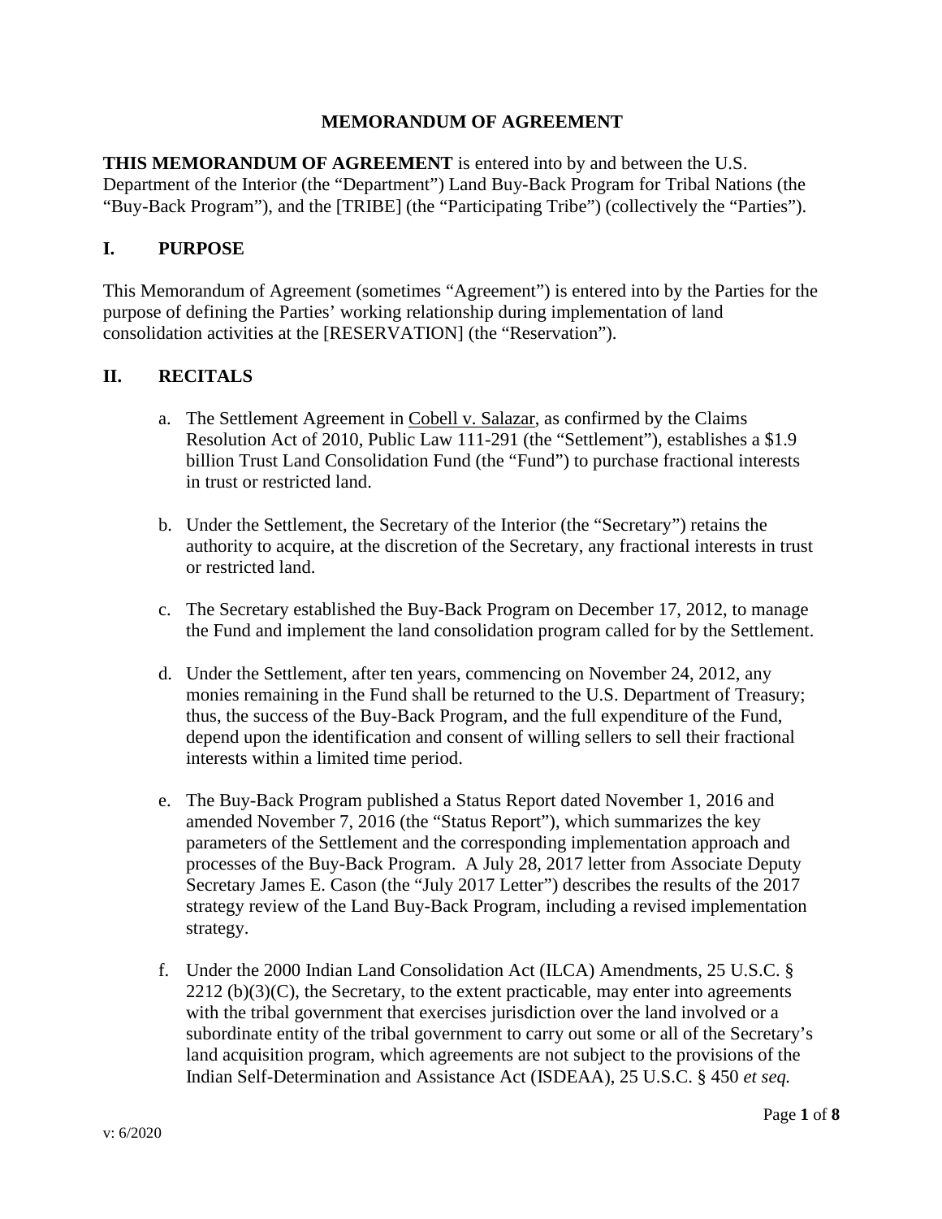# MEMORANDUM OF AGREEMENT

**THIS MEMORANDUM OF AGREEMENT** is entered into by and between the U.S. Department of the Interior (the "Department") Land Buy-Back Program for Tribal Nations (the "Buy-Back Program"), and the [TRIBE] (the "Participating Tribe") (collectively the "Parties").

## I. PURPOSE

This Memorandum of Agreement (sometimes "Agreement") is entered into by the Parties for the purpose of defining the Parties' working relationship during implementation of land consolidation activities at the [RESERVATION] (the "Reservation").

## II. RECITALS

a. The Settlement Agreement in Cobell v. Salazar, as confirmed by the Claims Resolution Act of 2010, Public Law 111-291 (the "Settlement"), establishes a $1.9 billion Trust Land Consolidation Fund (the "Fund") to purchase fractional interests in trust or restricted land.

b. Under the Settlement, the Secretary of the Interior (the "Secretary") retains the authority to acquire, at the discretion of the Secretary, any fractional interests in trust or restricted land.

c. The Secretary established the Buy-Back Program on December 17, 2012, to manage the Fund and implement the land consolidation program called for by the Settlement.

d. Under the Settlement, after ten years, commencing on November 24, 2012, any monies remaining in the Fund shall be returned to the U.S. Department of Treasury; thus, the success of the Buy-Back Program, and the full expenditure of the Fund, depend upon the identification and consent of willing sellers to sell their fractional interests within a limited time period.

e. The Buy-Back Program published a Status Report dated November 1, 2016 and amended November 7, 2016 (the "Status Report"), which summarizes the key parameters of the Settlement and the corresponding implementation approach and processes of the Buy-Back Program. A July 28, 2017 letter from Associate Deputy Secretary James E. Cason (the "July 2017 Letter") describes the results of the 2017 strategy review of the Land Buy-Back Program, including a revised implementation strategy.

f. Under the 2000 Indian Land Consolidation Act (ILCA) Amendments, 25 U.S.C. § 2212 (b)(3)(C), the Secretary, to the extent practicable, may enter into agreements with the tribal government that exercises jurisdiction over the land involved or a subordinate entity of the tribal government to carry out some or all of the Secretary's land acquisition program, which agreements are not subject to the provisions of the Indian Self-Determination and Assistance Act (ISDEAA), 25 U.S.C. § 450 *et seq.*

v: 6/2020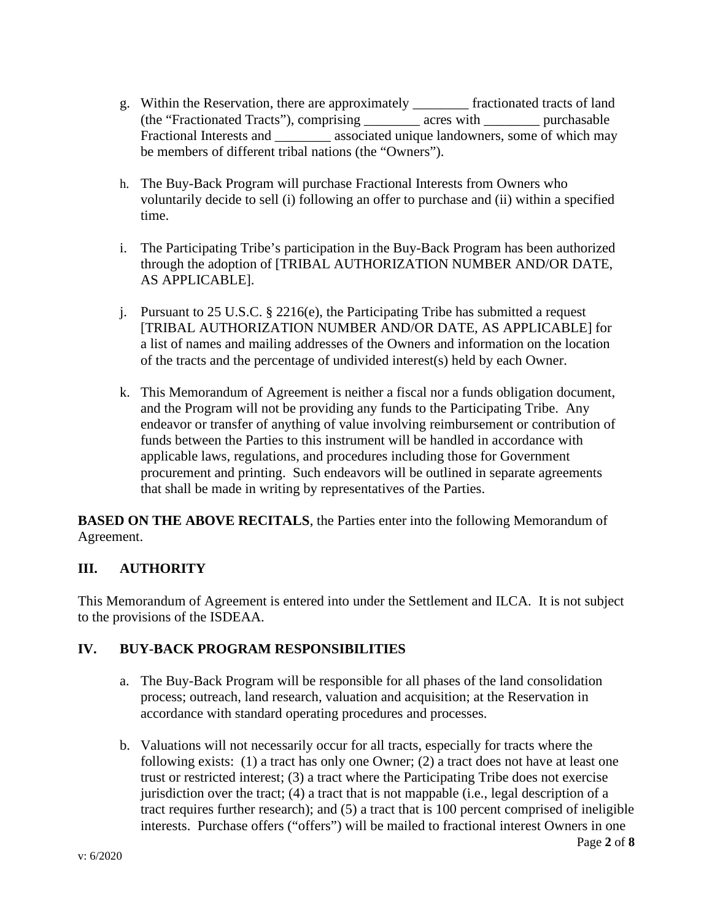g. Within the Reservation, there are approximately ________ fractionated tracts of land (the "Fractionated Tracts"), comprising ________ acres with ________ purchasable Fractional Interests and ________ associated unique landowners, some of which may be members of different tribal nations (the "Owners").

h. The Buy-Back Program will purchase Fractional Interests from Owners who voluntarily decide to sell (i) following an offer to purchase and (ii) within a specified time.

i. The Participating Tribe's participation in the Buy-Back Program has been authorized through the adoption of [TRIBAL AUTHORIZATION NUMBER AND/OR DATE, AS APPLICABLE].

j. Pursuant to 25 U.S.C. § 2216(e), the Participating Tribe has submitted a request [TRIBAL AUTHORIZATION NUMBER AND/OR DATE, AS APPLICABLE] for a list of names and mailing addresses of the Owners and information on the location of the tracts and the percentage of undivided interest(s) held by each Owner.

k. This Memorandum of Agreement is neither a fiscal nor a funds obligation document, and the Program will not be providing any funds to the Participating Tribe. Any endeavor or transfer of anything of value involving reimbursement or contribution of funds between the Parties to this instrument will be handled in accordance with applicable laws, regulations, and procedures including those for Government procurement and printing. Such endeavors will be outlined in separate agreements that shall be made in writing by representatives of the Parties.

**BASED ON THE ABOVE RECITALS**, the Parties enter into the following Memorandum of Agreement.

## III. AUTHORITY

This Memorandum of Agreement is entered into under the Settlement and ILCA. It is not subject to the provisions of the ISDEAA.

## IV. BUY-BACK PROGRAM RESPONSIBILITIES

a. The Buy-Back Program will be responsible for all phases of the land consolidation process; outreach, land research, valuation and acquisition; at the Reservation in accordance with standard operating procedures and processes.

b. Valuations will not necessarily occur for all tracts, especially for tracts where the following exists: (1) a tract has only one Owner; (2) a tract does not have at least one trust or restricted interest; (3) a tract where the Participating Tribe does not exercise jurisdiction over the tract; (4) a tract that is not mappable (i.e., legal description of a tract requires further research); and (5) a tract that is 100 percent comprised of ineligible interests. Purchase offers ("offers") will be mailed to fractional interest Owners in one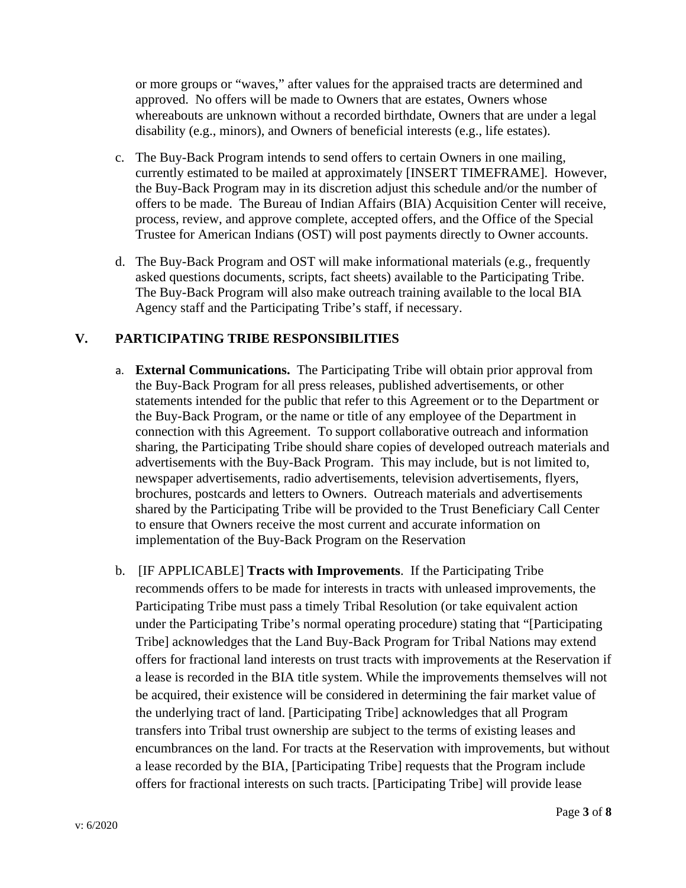or more groups or "waves," after values for the appraised tracts are determined and approved. No offers will be made to Owners that are estates, Owners whose whereabouts are unknown without a recorded birthdate, Owners that are under a legal disability (e.g., minors), and Owners of beneficial interests (e.g., life estates).

c. The Buy-Back Program intends to send offers to certain Owners in one mailing, currently estimated to be mailed at approximately [INSERT TIMEFRAME]. However, the Buy-Back Program may in its discretion adjust this schedule and/or the number of offers to be made. The Bureau of Indian Affairs (BIA) Acquisition Center will receive, process, review, and approve complete, accepted offers, and the Office of the Special Trustee for American Indians (OST) will post payments directly to Owner accounts.

d. The Buy-Back Program and OST will make informational materials (e.g., frequently asked questions documents, scripts, fact sheets) available to the Participating Tribe. The Buy-Back Program will also make outreach training available to the local BIA Agency staff and the Participating Tribe's staff, if necessary.

## V. PARTICIPATING TRIBE RESPONSIBILITIES

a. **External Communications.** The Participating Tribe will obtain prior approval from the Buy-Back Program for all press releases, published advertisements, or other statements intended for the public that refer to this Agreement or to the Department or the Buy-Back Program, or the name or title of any employee of the Department in connection with this Agreement. To support collaborative outreach and information sharing, the Participating Tribe should share copies of developed outreach materials and advertisements with the Buy-Back Program. This may include, but is not limited to, newspaper advertisements, radio advertisements, television advertisements, flyers, brochures, postcards and letters to Owners. Outreach materials and advertisements shared by the Participating Tribe will be provided to the Trust Beneficiary Call Center to ensure that Owners receive the most current and accurate information on implementation of the Buy-Back Program on the Reservation

b. [IF APPLICABLE] **Tracts with Improvements**. If the Participating Tribe recommends offers to be made for interests in tracts with unleased improvements, the Participating Tribe must pass a timely Tribal Resolution (or take equivalent action under the Participating Tribe's normal operating procedure) stating that "[Participating Tribe] acknowledges that the Land Buy-Back Program for Tribal Nations may extend offers for fractional land interests on trust tracts with improvements at the Reservation if a lease is recorded in the BIA title system. While the improvements themselves will not be acquired, their existence will be considered in determining the fair market value of the underlying tract of land. [Participating Tribe] acknowledges that all Program transfers into Tribal trust ownership are subject to the terms of existing leases and encumbrances on the land. For tracts at the Reservation with improvements, but without a lease recorded by the BIA, [Participating Tribe] requests that the Program include offers for fractional interests on such tracts. [Participating Tribe] will provide lease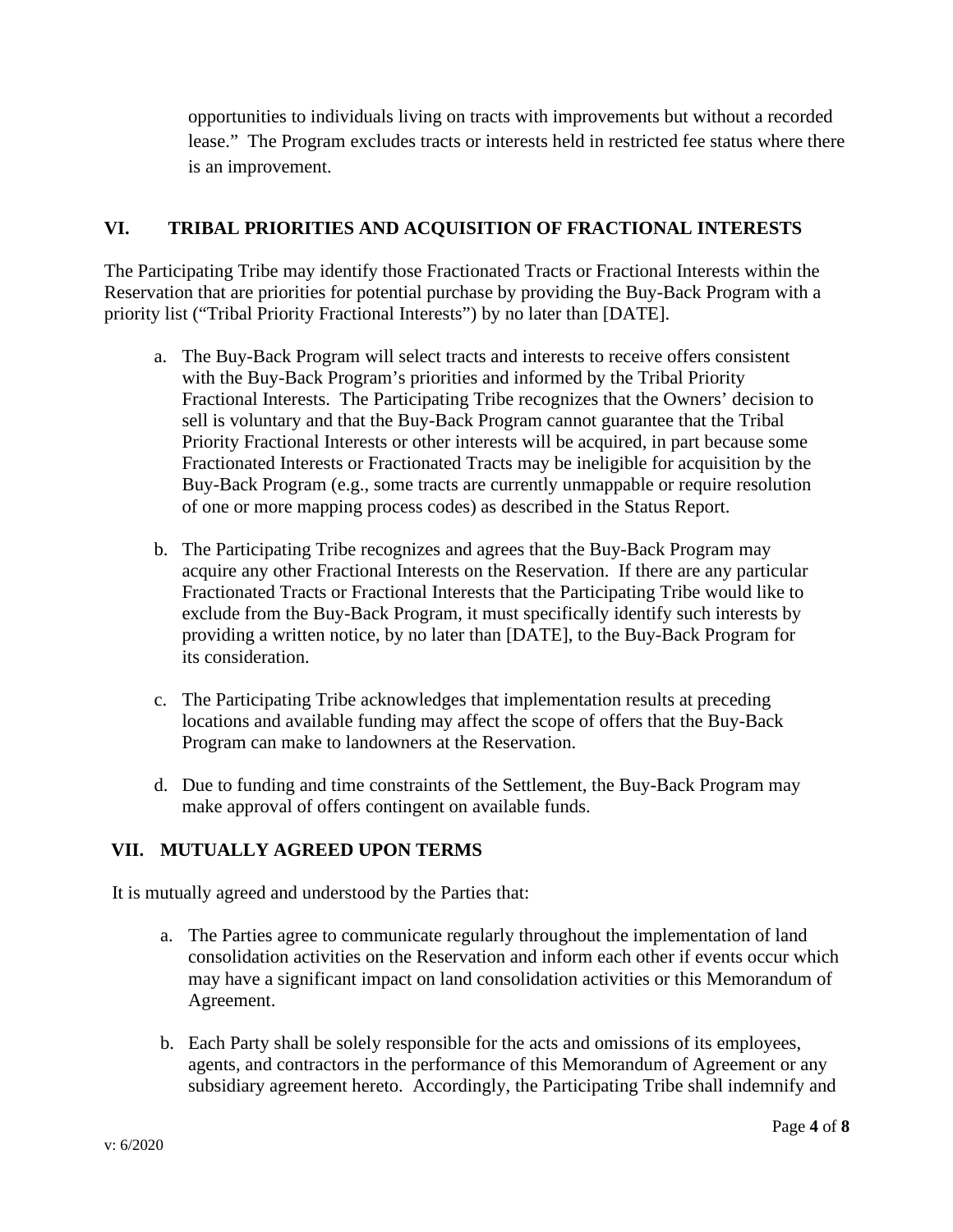opportunities to individuals living on tracts with improvements but without a recorded lease." The Program excludes tracts or interests held in restricted fee status where there is an improvement.

## VI. TRIBAL PRIORITIES AND ACQUISITION OF FRACTIONAL INTERESTS

The Participating Tribe may identify those Fractionated Tracts or Fractional Interests within the Reservation that are priorities for potential purchase by providing the Buy-Back Program with a priority list ("Tribal Priority Fractional Interests") by no later than [DATE].

a. The Buy-Back Program will select tracts and interests to receive offers consistent with the Buy-Back Program's priorities and informed by the Tribal Priority Fractional Interests. The Participating Tribe recognizes that the Owners' decision to sell is voluntary and that the Buy-Back Program cannot guarantee that the Tribal Priority Fractional Interests or other interests will be acquired, in part because some Fractionated Interests or Fractionated Tracts may be ineligible for acquisition by the Buy-Back Program (e.g., some tracts are currently unmappable or require resolution of one or more mapping process codes) as described in the Status Report.

b. The Participating Tribe recognizes and agrees that the Buy-Back Program may acquire any other Fractional Interests on the Reservation. If there are any particular Fractionated Tracts or Fractional Interests that the Participating Tribe would like to exclude from the Buy-Back Program, it must specifically identify such interests by providing a written notice, by no later than [DATE], to the Buy-Back Program for its consideration.

c. The Participating Tribe acknowledges that implementation results at preceding locations and available funding may affect the scope of offers that the Buy-Back Program can make to landowners at the Reservation.

d. Due to funding and time constraints of the Settlement, the Buy-Back Program may make approval of offers contingent on available funds.

## VII. MUTUALLY AGREED UPON TERMS

It is mutually agreed and understood by the Parties that:

a. The Parties agree to communicate regularly throughout the implementation of land consolidation activities on the Reservation and inform each other if events occur which may have a significant impact on land consolidation activities or this Memorandum of Agreement.

b. Each Party shall be solely responsible for the acts and omissions of its employees, agents, and contractors in the performance of this Memorandum of Agreement or any subsidiary agreement hereto. Accordingly, the Participating Tribe shall indemnify and

v: 6/2020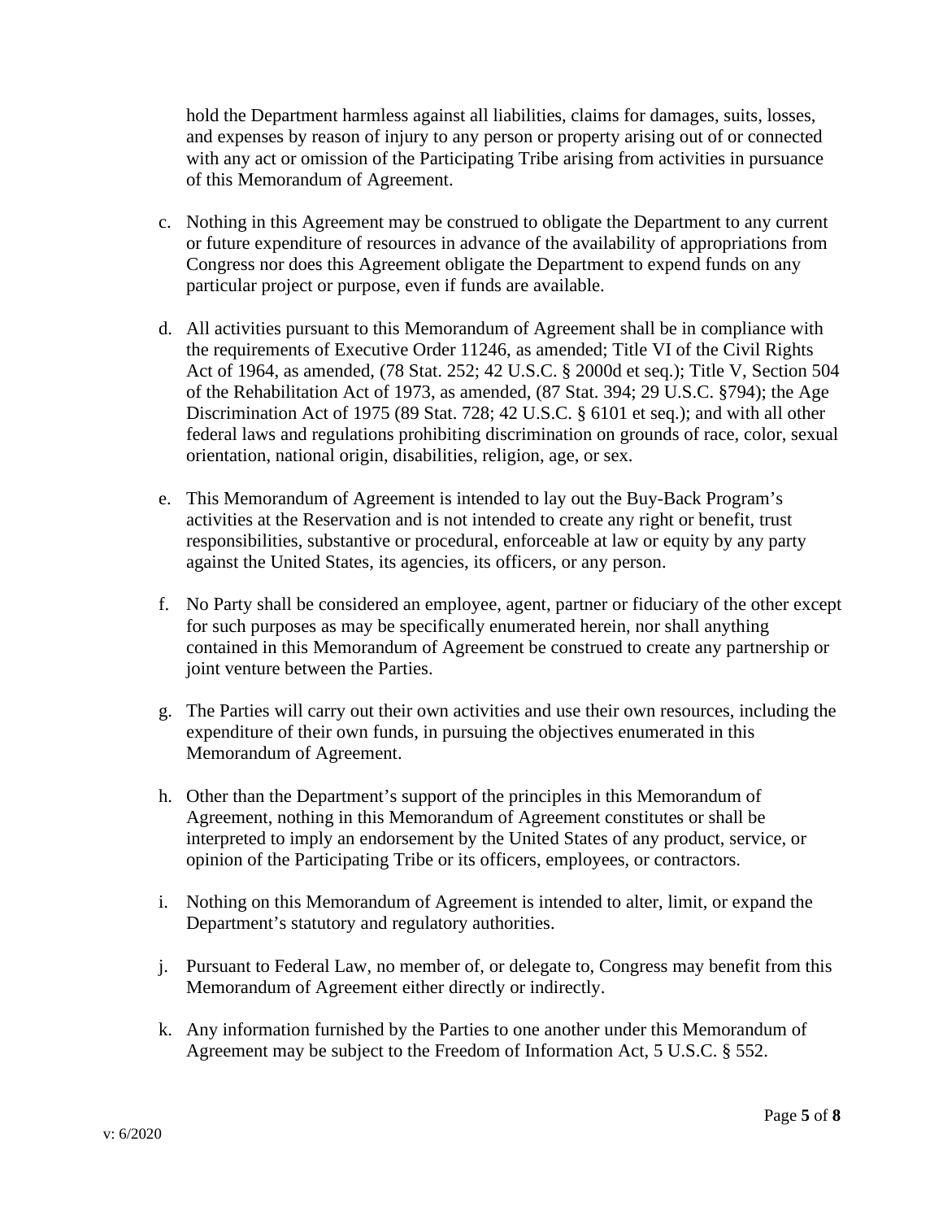hold the Department harmless against all liabilities, claims for damages, suits, losses, and expenses by reason of injury to any person or property arising out of or connected with any act or omission of the Participating Tribe arising from activities in pursuance of this Memorandum of Agreement.

c. Nothing in this Agreement may be construed to obligate the Department to any current or future expenditure of resources in advance of the availability of appropriations from Congress nor does this Agreement obligate the Department to expend funds on any particular project or purpose, even if funds are available.

d. All activities pursuant to this Memorandum of Agreement shall be in compliance with the requirements of Executive Order 11246, as amended; Title VI of the Civil Rights Act of 1964, as amended, (78 Stat. 252; 42 U.S.C. § 2000d et seq.); Title V, Section 504 of the Rehabilitation Act of 1973, as amended, (87 Stat. 394; 29 U.S.C. §794); the Age Discrimination Act of 1975 (89 Stat. 728; 42 U.S.C. § 6101 et seq.); and with all other federal laws and regulations prohibiting discrimination on grounds of race, color, sexual orientation, national origin, disabilities, religion, age, or sex.

e. This Memorandum of Agreement is intended to lay out the Buy-Back Program's activities at the Reservation and is not intended to create any right or benefit, trust responsibilities, substantive or procedural, enforceable at law or equity by any party against the United States, its agencies, its officers, or any person.

f. No Party shall be considered an employee, agent, partner or fiduciary of the other except for such purposes as may be specifically enumerated herein, nor shall anything contained in this Memorandum of Agreement be construed to create any partnership or joint venture between the Parties.

g. The Parties will carry out their own activities and use their own resources, including the expenditure of their own funds, in pursuing the objectives enumerated in this Memorandum of Agreement.

h. Other than the Department's support of the principles in this Memorandum of Agreement, nothing in this Memorandum of Agreement constitutes or shall be interpreted to imply an endorsement by the United States of any product, service, or opinion of the Participating Tribe or its officers, employees, or contractors.

i. Nothing on this Memorandum of Agreement is intended to alter, limit, or expand the Department's statutory and regulatory authorities.

j. Pursuant to Federal Law, no member of, or delegate to, Congress may benefit from this Memorandum of Agreement either directly or indirectly.

k. Any information furnished by the Parties to one another under this Memorandum of Agreement may be subject to the Freedom of Information Act, 5 U.S.C. § 552.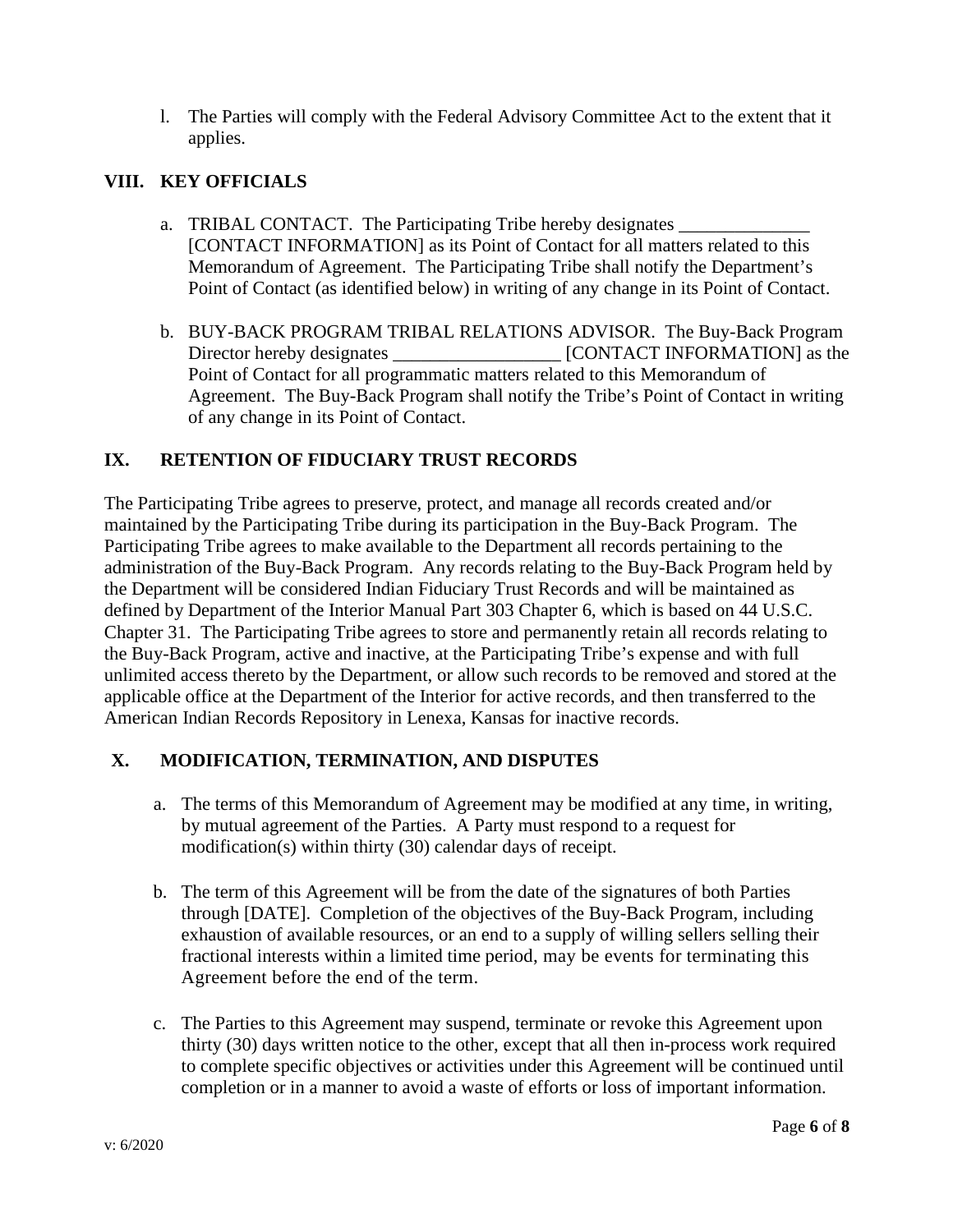l. The Parties will comply with the Federal Advisory Committee Act to the extent that it applies.

## VIII. KEY OFFICIALS

a. TRIBAL CONTACT. The Participating Tribe hereby designates ______________ [CONTACT INFORMATION] as its Point of Contact for all matters related to this Memorandum of Agreement. The Participating Tribe shall notify the Department's Point of Contact (as identified below) in writing of any change in its Point of Contact.

b. BUY-BACK PROGRAM TRIBAL RELATIONS ADVISOR. The Buy-Back Program Director hereby designates __________________ [CONTACT INFORMATION] as the Point of Contact for all programmatic matters related to this Memorandum of Agreement. The Buy-Back Program shall notify the Tribe's Point of Contact in writing of any change in its Point of Contact.

## IX. RETENTION OF FIDUCIARY TRUST RECORDS

The Participating Tribe agrees to preserve, protect, and manage all records created and/or maintained by the Participating Tribe during its participation in the Buy-Back Program. The Participating Tribe agrees to make available to the Department all records pertaining to the administration of the Buy-Back Program. Any records relating to the Buy-Back Program held by the Department will be considered Indian Fiduciary Trust Records and will be maintained as defined by Department of the Interior Manual Part 303 Chapter 6, which is based on 44 U.S.C. Chapter 31. The Participating Tribe agrees to store and permanently retain all records relating to the Buy-Back Program, active and inactive, at the Participating Tribe's expense and with full unlimited access thereto by the Department, or allow such records to be removed and stored at the applicable office at the Department of the Interior for active records, and then transferred to the American Indian Records Repository in Lenexa, Kansas for inactive records.

## X. MODIFICATION, TERMINATION, AND DISPUTES

a. The terms of this Memorandum of Agreement may be modified at any time, in writing, by mutual agreement of the Parties. A Party must respond to a request for modification(s) within thirty (30) calendar days of receipt.

b. The term of this Agreement will be from the date of the signatures of both Parties through [DATE]. Completion of the objectives of the Buy-Back Program, including exhaustion of available resources, or an end to a supply of willing sellers selling their fractional interests within a limited time period, may be events for terminating this Agreement before the end of the term.

c. The Parties to this Agreement may suspend, terminate or revoke this Agreement upon thirty (30) days written notice to the other, except that all then in-process work required to complete specific objectives or activities under this Agreement will be continued until completion or in a manner to avoid a waste of efforts or loss of important information.

v: 6/2020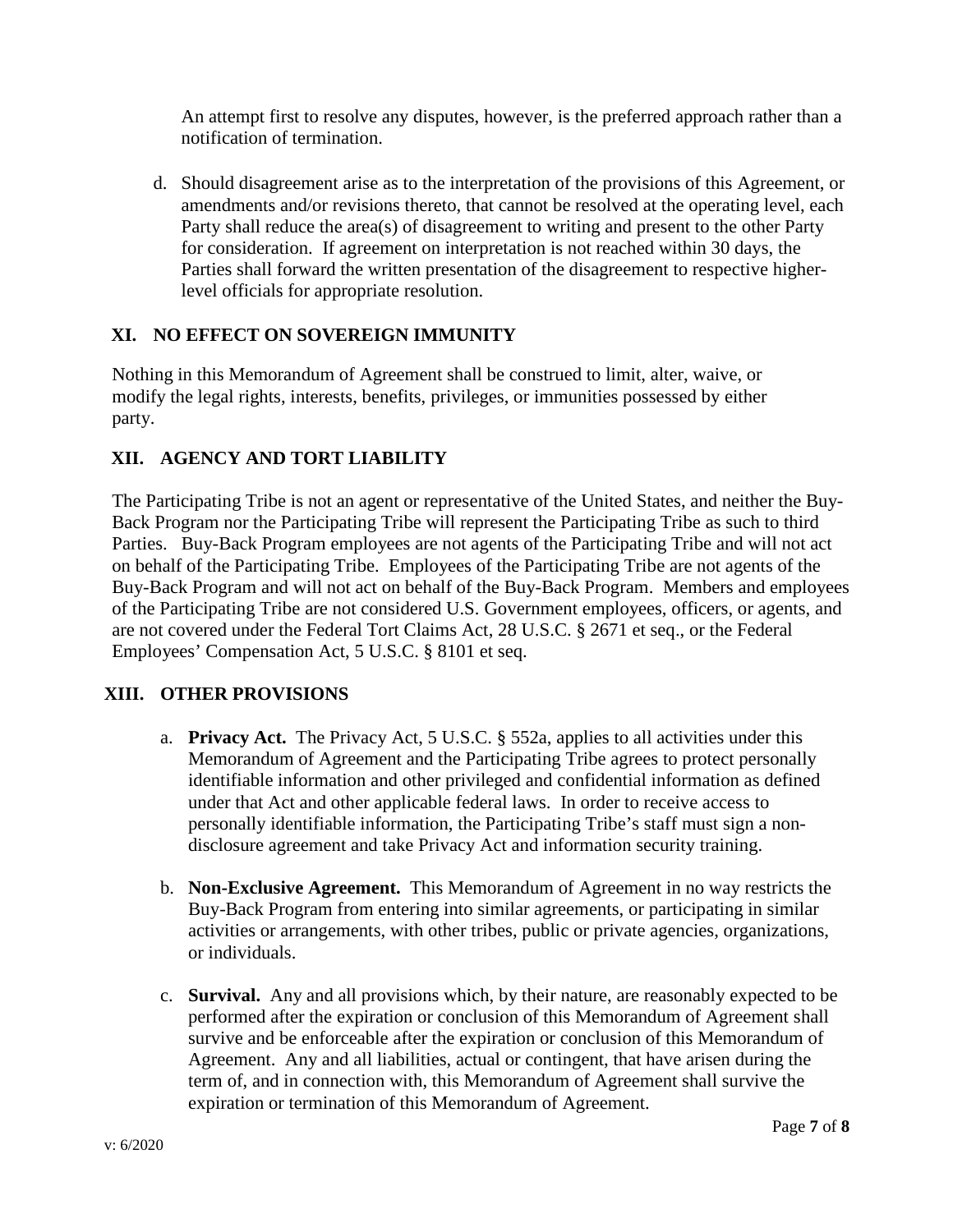An attempt first to resolve any disputes, however, is the preferred approach rather than a notification of termination.

d. Should disagreement arise as to the interpretation of the provisions of this Agreement, or amendments and/or revisions thereto, that cannot be resolved at the operating level, each Party shall reduce the area(s) of disagreement to writing and present to the other Party for consideration. If agreement on interpretation is not reached within 30 days, the Parties shall forward the written presentation of the disagreement to respective higher-level officials for appropriate resolution.

## XI. NO EFFECT ON SOVEREIGN IMMUNITY

Nothing in this Memorandum of Agreement shall be construed to limit, alter, waive, or modify the legal rights, interests, benefits, privileges, or immunities possessed by either party.

## XII. AGENCY AND TORT LIABILITY

The Participating Tribe is not an agent or representative of the United States, and neither the Buy-Back Program nor the Participating Tribe will represent the Participating Tribe as such to third Parties. Buy-Back Program employees are not agents of the Participating Tribe and will not act on behalf of the Participating Tribe. Employees of the Participating Tribe are not agents of the Buy-Back Program and will not act on behalf of the Buy-Back Program. Members and employees of the Participating Tribe are not considered U.S. Government employees, officers, or agents, and are not covered under the Federal Tort Claims Act, 28 U.S.C. § 2671 et seq., or the Federal Employees' Compensation Act, 5 U.S.C. § 8101 et seq.

## XIII. OTHER PROVISIONS

a. **Privacy Act.** The Privacy Act, 5 U.S.C. § 552a, applies to all activities under this Memorandum of Agreement and the Participating Tribe agrees to protect personally identifiable information and other privileged and confidential information as defined under that Act and other applicable federal laws. In order to receive access to personally identifiable information, the Participating Tribe's staff must sign a non-disclosure agreement and take Privacy Act and information security training.

b. **Non-Exclusive Agreement.** This Memorandum of Agreement in no way restricts the Buy-Back Program from entering into similar agreements, or participating in similar activities or arrangements, with other tribes, public or private agencies, organizations, or individuals.

c. **Survival.** Any and all provisions which, by their nature, are reasonably expected to be performed after the expiration or conclusion of this Memorandum of Agreement shall survive and be enforceable after the expiration or conclusion of this Memorandum of Agreement. Any and all liabilities, actual or contingent, that have arisen during the term of, and in connection with, this Memorandum of Agreement shall survive the expiration or termination of this Memorandum of Agreement.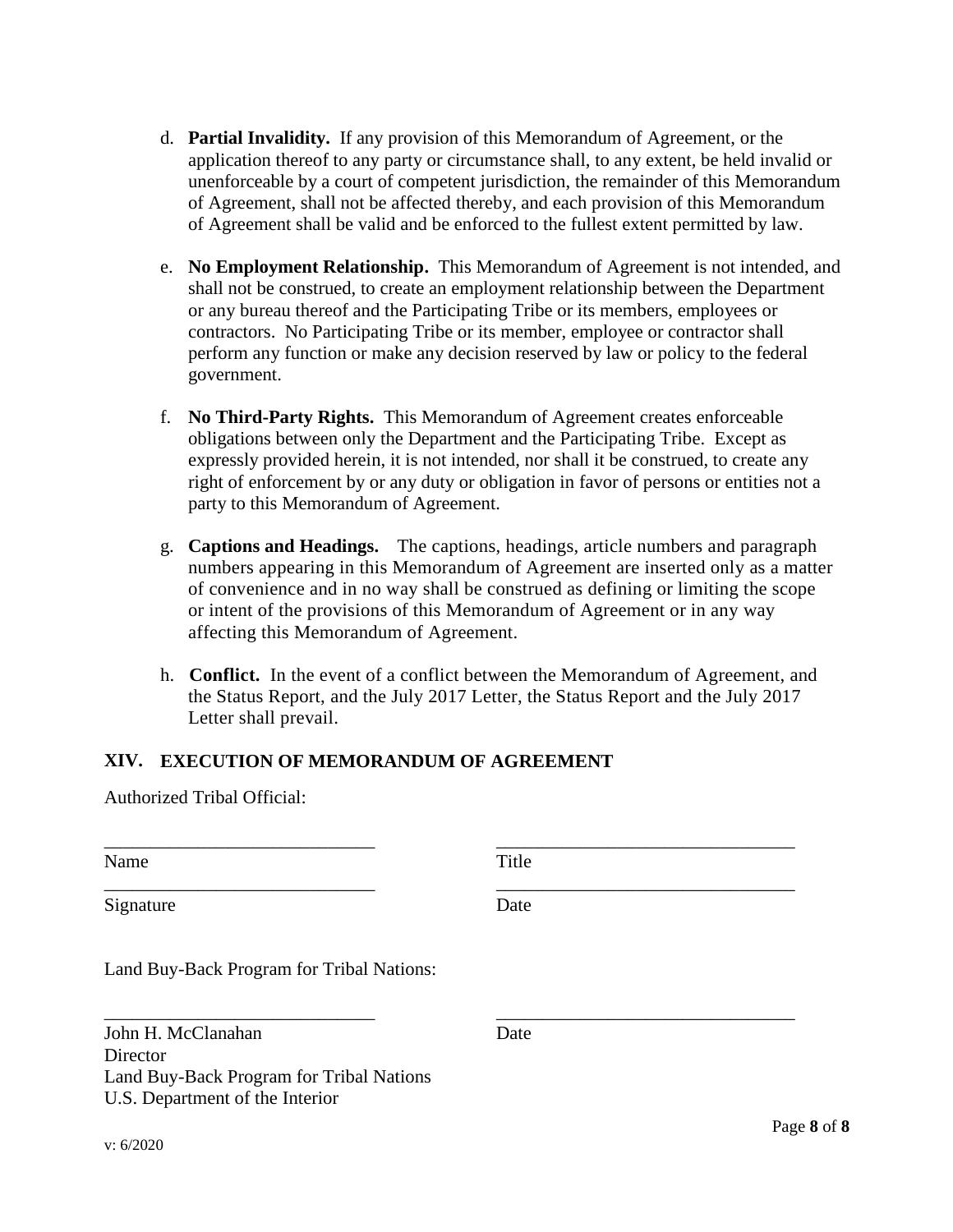d. **Partial Invalidity.** If any provision of this Memorandum of Agreement, or the application thereof to any party or circumstance shall, to any extent, be held invalid or unenforceable by a court of competent jurisdiction, the remainder of this Memorandum of Agreement, shall not be affected thereby, and each provision of this Memorandum of Agreement shall be valid and be enforced to the fullest extent permitted by law.

e. **No Employment Relationship.** This Memorandum of Agreement is not intended, and shall not be construed, to create an employment relationship between the Department or any bureau thereof and the Participating Tribe or its members, employees or contractors. No Participating Tribe or its member, employee or contractor shall perform any function or make any decision reserved by law or policy to the federal government.

f. **No Third-Party Rights.** This Memorandum of Agreement creates enforceable obligations between only the Department and the Participating Tribe. Except as expressly provided herein, it is not intended, nor shall it be construed, to create any right of enforcement by or any duty or obligation in favor of persons or entities not a party to this Memorandum of Agreement.

g. **Captions and Headings.** The captions, headings, article numbers and paragraph numbers appearing in this Memorandum of Agreement are inserted only as a matter of convenience and in no way shall be construed as defining or limiting the scope or intent of the provisions of this Memorandum of Agreement or in any way affecting this Memorandum of Agreement.

h. **Conflict.** In the event of a conflict between the Memorandum of Agreement, and the Status Report, and the July 2017 Letter, the Status Report and the July 2017 Letter shall prevail.

## XIV. EXECUTION OF MEMORANDUM OF AGREEMENT

Authorized Tribal Official:

| | |
|---|---|
| _____________________________ | _________________________________ |
| Name | Title |
| _____________________________ | _________________________________ |
| Signature | Date |

Land Buy-Back Program for Tribal Nations:

| | |
|---|---|
| _____________________________ | _________________________________ |
| John H. McClanahan<br>Director<br>Land Buy-Back Program for Tribal Nations<br>U.S. Department of the Interior | Date |

v: 6/2020